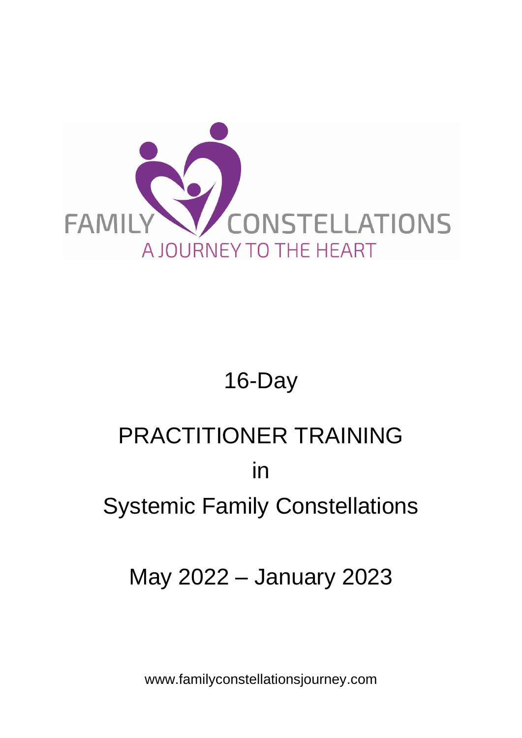FAMILY CONSTELLATIONS

A JOURNEY TO THE HEART

# 16-Day

# PRACTITIONER TRAINING

# in

# Systemic Family Constellations

## May 2022 – January 2023

www.familyconstellationsjourney.com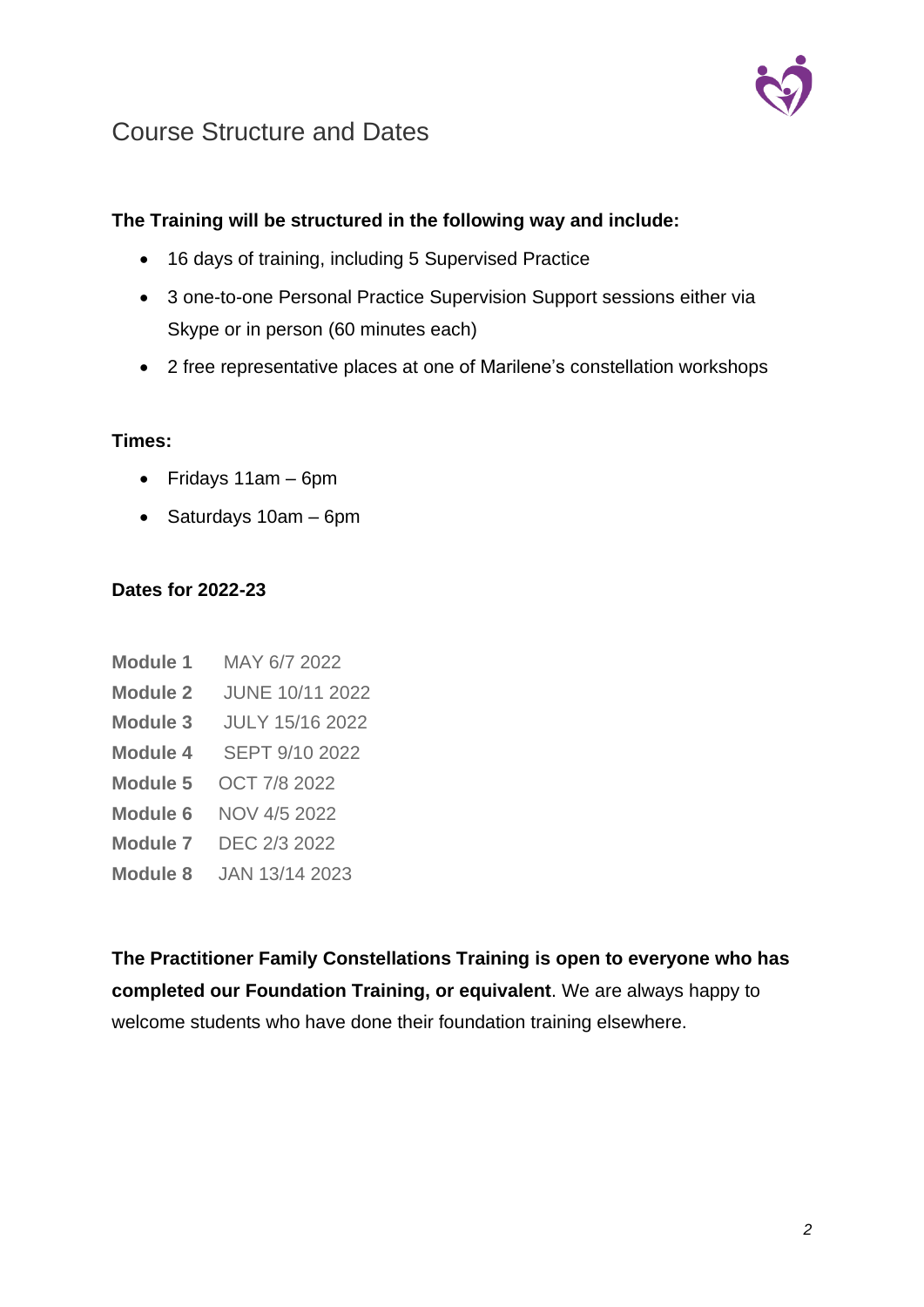# Course Structure and Dates

**The Training will be structured in the following way and include:**

- 16 days of training, including 5 Supervised Practice
- 3 one-to-one Personal Practice Supervision Support sessions either via Skype or in person (60 minutes each)
- 2 free representative places at one of Marilene's constellation workshops

**Times:**

- Fridays 11am – 6pm
- Saturdays 10am – 6pm

**Dates for 2022-23**

**Module 1** MAY 6/7 2022
**Module 2** JUNE 10/11 2022
**Module 3** JULY 15/16 2022
**Module 4** SEPT 9/10 2022
**Module 5** OCT 7/8 2022
**Module 6** NOV 4/5 2022
**Module 7** DEC 2/3 2022
**Module 8** JAN 13/14 2023

**The Practitioner Family Constellations Training is open to everyone who has completed our Foundation Training, or equivalent**. We are always happy to welcome students who have done their foundation training elsewhere.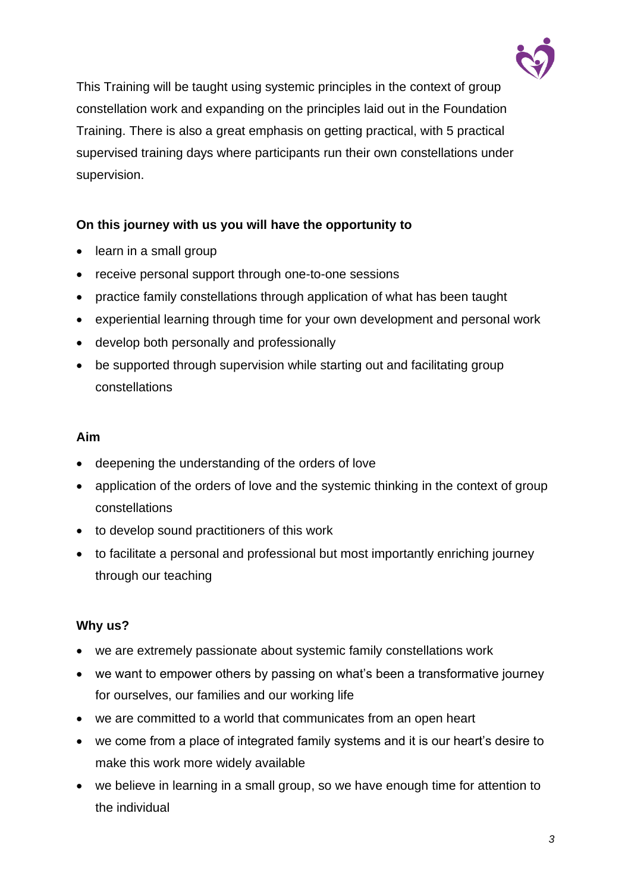This Training will be taught using systemic principles in the context of group constellation work and expanding on the principles laid out in the Foundation Training. There is also a great emphasis on getting practical, with 5 practical supervised training days where participants run their own constellations under supervision.

**On this journey with us you will have the opportunity to**

- learn in a small group
- receive personal support through one-to-one sessions
- practice family constellations through application of what has been taught
- experiential learning through time for your own development and personal work
- develop both personally and professionally
- be supported through supervision while starting out and facilitating group constellations

**Aim**

- deepening the understanding of the orders of love
- application of the orders of love and the systemic thinking in the context of group constellations
- to develop sound practitioners of this work
- to facilitate a personal and professional but most importantly enriching journey through our teaching

**Why us?**

- we are extremely passionate about systemic family constellations work
- we want to empower others by passing on what's been a transformative journey for ourselves, our families and our working life
- we are committed to a world that communicates from an open heart
- we come from a place of integrated family systems and it is our heart's desire to make this work more widely available
- we believe in learning in a small group, so we have enough time for attention to the individual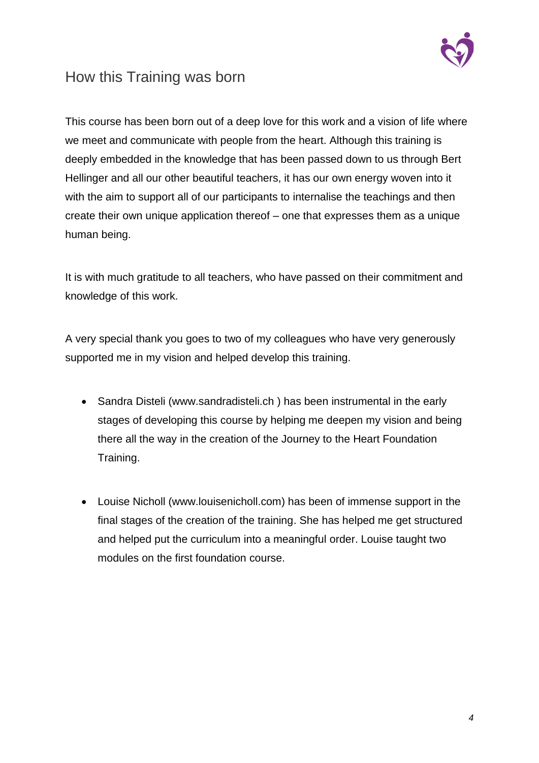## How this Training was born

This course has been born out of a deep love for this work and a vision of life where we meet and communicate with people from the heart. Although this training is deeply embedded in the knowledge that has been passed down to us through Bert Hellinger and all our other beautiful teachers, it has our own energy woven into it with the aim to support all of our participants to internalise the teachings and then create their own unique application thereof – one that expresses them as a unique human being.

It is with much gratitude to all teachers, who have passed on their commitment and knowledge of this work.

A very special thank you goes to two of my colleagues who have very generously supported me in my vision and helped develop this training.

- Sandra Disteli (www.sandradisteli.ch ) has been instrumental in the early stages of developing this course by helping me deepen my vision and being there all the way in the creation of the Journey to the Heart Foundation Training.

- Louise Nicholl (www.louisenicholl.com) has been of immense support in the final stages of the creation of the training. She has helped me get structured and helped put the curriculum into a meaningful order. Louise taught two modules on the first foundation course.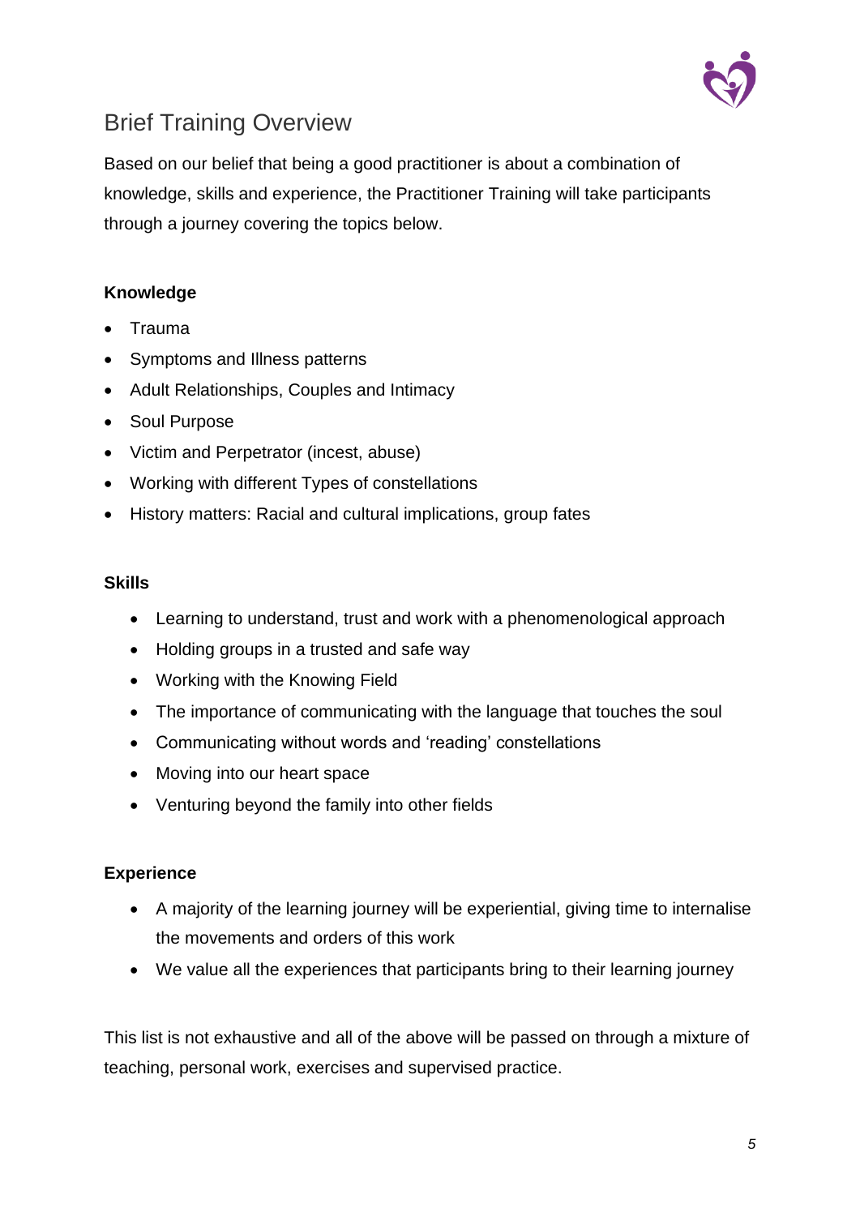## Brief Training Overview

Based on our belief that being a good practitioner is about a combination of knowledge, skills and experience, the Practitioner Training will take participants through a journey covering the topics below.

**Knowledge**

- Trauma
- Symptoms and Illness patterns
- Adult Relationships, Couples and Intimacy
- Soul Purpose
- Victim and Perpetrator (incest, abuse)
- Working with different Types of constellations
- History matters: Racial and cultural implications, group fates

**Skills**

- Learning to understand, trust and work with a phenomenological approach
- Holding groups in a trusted and safe way
- Working with the Knowing Field
- The importance of communicating with the language that touches the soul
- Communicating without words and 'reading' constellations
- Moving into our heart space
- Venturing beyond the family into other fields

**Experience**

- A majority of the learning journey will be experiential, giving time to internalise the movements and orders of this work
- We value all the experiences that participants bring to their learning journey

This list is not exhaustive and all of the above will be passed on through a mixture of teaching, personal work, exercises and supervised practice.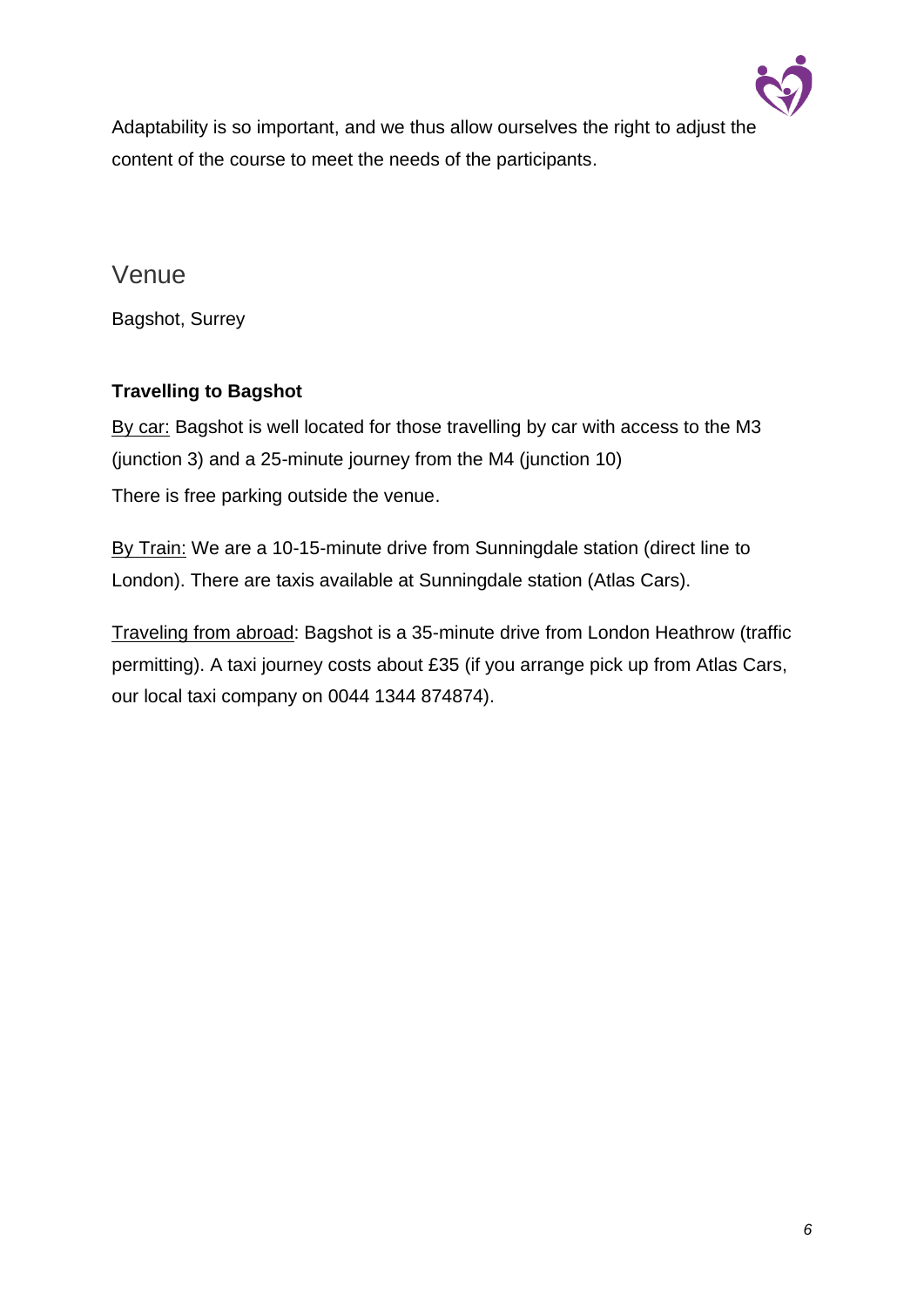Adaptability is so important, and we thus allow ourselves the right to adjust the content of the course to meet the needs of the participants.

## Venue

Bagshot, Surrey

**Travelling to Bagshot**

By car: Bagshot is well located for those travelling by car with access to the M3 (junction 3) and a 25-minute journey from the M4 (junction 10)

There is free parking outside the venue.

By Train: We are a 10-15-minute drive from Sunningdale station (direct line to London). There are taxis available at Sunningdale station (Atlas Cars).

Traveling from abroad: Bagshot is a 35-minute drive from London Heathrow (traffic permitting). A taxi journey costs about £35 (if you arrange pick up from Atlas Cars, our local taxi company on 0044 1344 874874).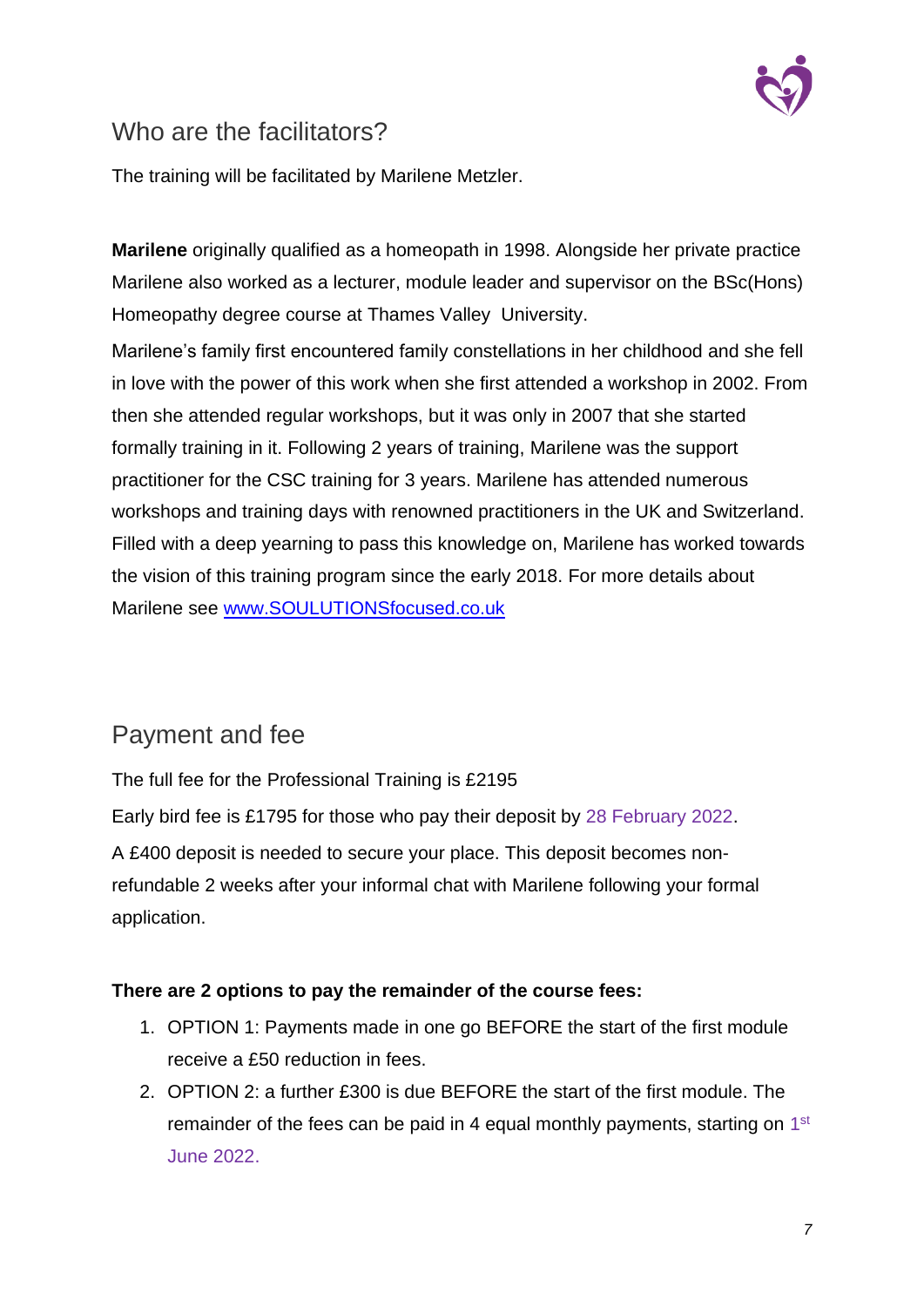## Who are the facilitators?

The training will be facilitated by Marilene Metzler.

**Marilene** originally qualified as a homeopath in 1998. Alongside her private practice Marilene also worked as a lecturer, module leader and supervisor on the BSc(Hons) Homeopathy degree course at Thames Valley University.

Marilene's family first encountered family constellations in her childhood and she fell in love with the power of this work when she first attended a workshop in 2002. From then she attended regular workshops, but it was only in 2007 that she started formally training in it. Following 2 years of training, Marilene was the support practitioner for the CSC training for 3 years. Marilene has attended numerous workshops and training days with renowned practitioners in the UK and Switzerland. Filled with a deep yearning to pass this knowledge on, Marilene has worked towards the vision of this training program since the early 2018. For more details about Marilene see [www.SOULUTIONSfocused.co.uk](http://www.SOULUTIONSfocused.co.uk)

## Payment and fee

The full fee for the Professional Training is £2195

Early bird fee is £1795 for those who pay their deposit by 28 February 2022.

A £400 deposit is needed to secure your place. This deposit becomes non-refundable 2 weeks after your informal chat with Marilene following your formal application.

**There are 2 options to pay the remainder of the course fees:**

1. OPTION 1: Payments made in one go BEFORE the start of the first module receive a £50 reduction in fees.
2. OPTION 2: a further £300 is due BEFORE the start of the first module. The remainder of the fees can be paid in 4 equal monthly payments, starting on 1st June 2022.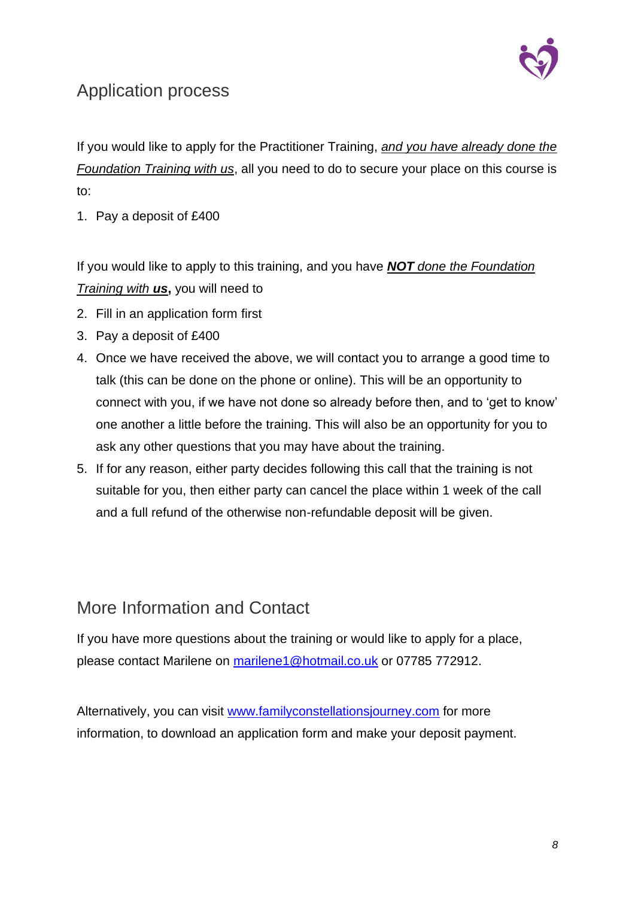## Application process

If you would like to apply for the Practitioner Training, *and you have already done the Foundation Training with us*, all you need to do to secure your place on this course is to:

1. Pay a deposit of £400

If you would like to apply to this training, and you have ***NOT** done the Foundation Training with **us***, you will need to

2. Fill in an application form first
3. Pay a deposit of £400
4. Once we have received the above, we will contact you to arrange a good time to talk (this can be done on the phone or online). This will be an opportunity to connect with you, if we have not done so already before then, and to 'get to know' one another a little before the training. This will also be an opportunity for you to ask any other questions that you may have about the training.
5. If for any reason, either party decides following this call that the training is not suitable for you, then either party can cancel the place within 1 week of the call and a full refund of the otherwise non-refundable deposit will be given.

## More Information and Contact

If you have more questions about the training or would like to apply for a place, please contact Marilene on [marilene1@hotmail.co.uk](mailto:marilene1@hotmail.co.uk) or 07785 772912.

Alternatively, you can visit [www.familyconstellationsjourney.com](http://www.familyconstellationsjourney.com) for more information, to download an application form and make your deposit payment.